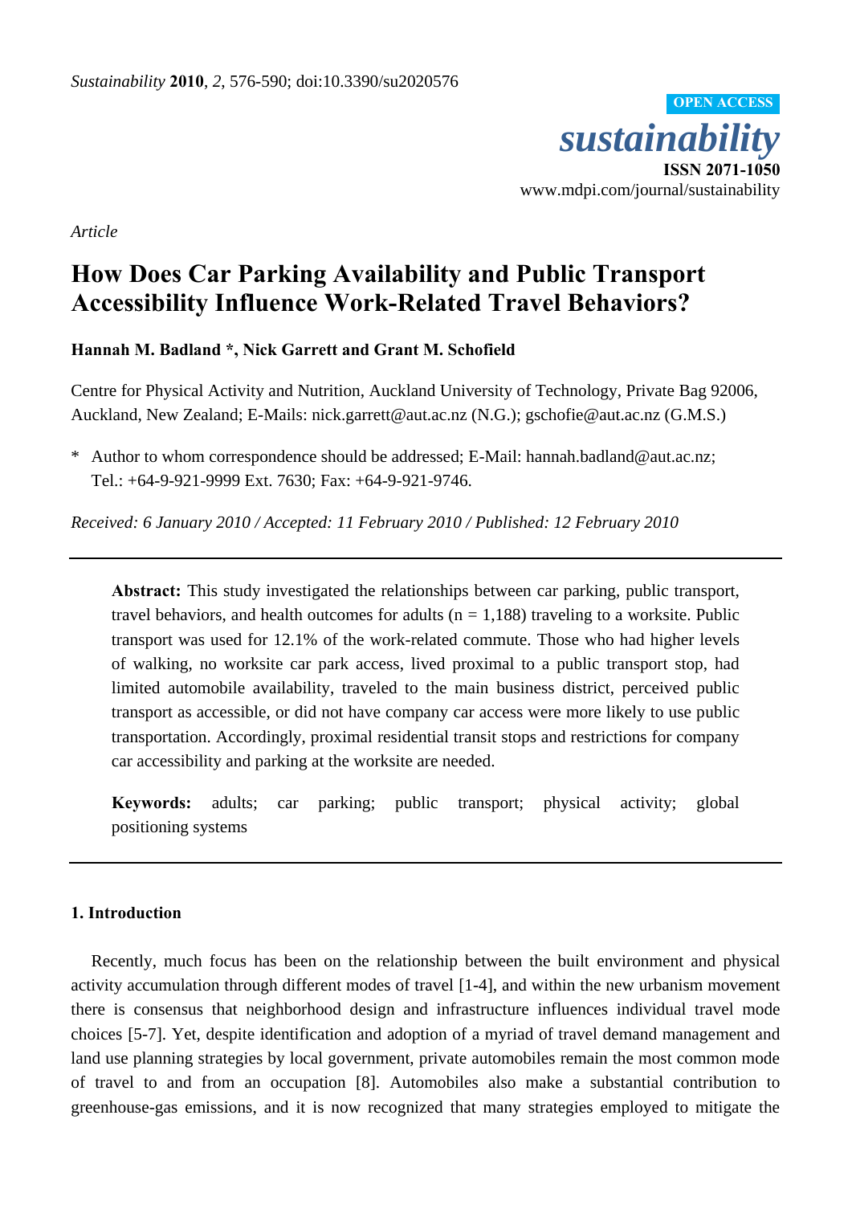*Article*

# How Does Car Parking Availability and Public Transport Accessibility Influence Work-Related Travel Behaviors?

**Hannah M. Badland \*, Nick Garrett and Grant M. Schofield**

Centre for Physical Activity and Nutrition, Auckland University of Technology, Private Bag 92006, Auckland, New Zealand; E-Mails: nick.garrett@aut.ac.nz (N.G.); gschofie@aut.ac.nz (G.M.S.)

\* Author to whom correspondence should be addressed; E-Mail: hannah.badland@aut.ac.nz; Tel.: +64-9-921-9999 Ext. 7630; Fax: +64-9-921-9746.

*Received: 6 January 2010 / Accepted: 11 February 2010 / Published: 12 February 2010*

---

**Abstract:** This study investigated the relationships between car parking, public transport, travel behaviors, and health outcomes for adults (n = 1,188) traveling to a worksite. Public transport was used for 12.1% of the work-related commute. Those who had higher levels of walking, no worksite car park access, lived proximal to a public transport stop, had limited automobile availability, traveled to the main business district, perceived public transport as accessible, or did not have company car access were more likely to use public transportation. Accordingly, proximal residential transit stops and restrictions for company car accessibility and parking at the worksite are needed.

**Keywords:** adults; car parking; public transport; physical activity; global positioning systems

---

## 1. Introduction

Recently, much focus has been on the relationship between the built environment and physical activity accumulation through different modes of travel [1-4], and within the new urbanism movement there is consensus that neighborhood design and infrastructure influences individual travel mode choices [5-7]. Yet, despite identification and adoption of a myriad of travel demand management and land use planning strategies by local government, private automobiles remain the most common mode of travel to and from an occupation [8]. Automobiles also make a substantial contribution to greenhouse-gas emissions, and it is now recognized that many strategies employed to mitigate the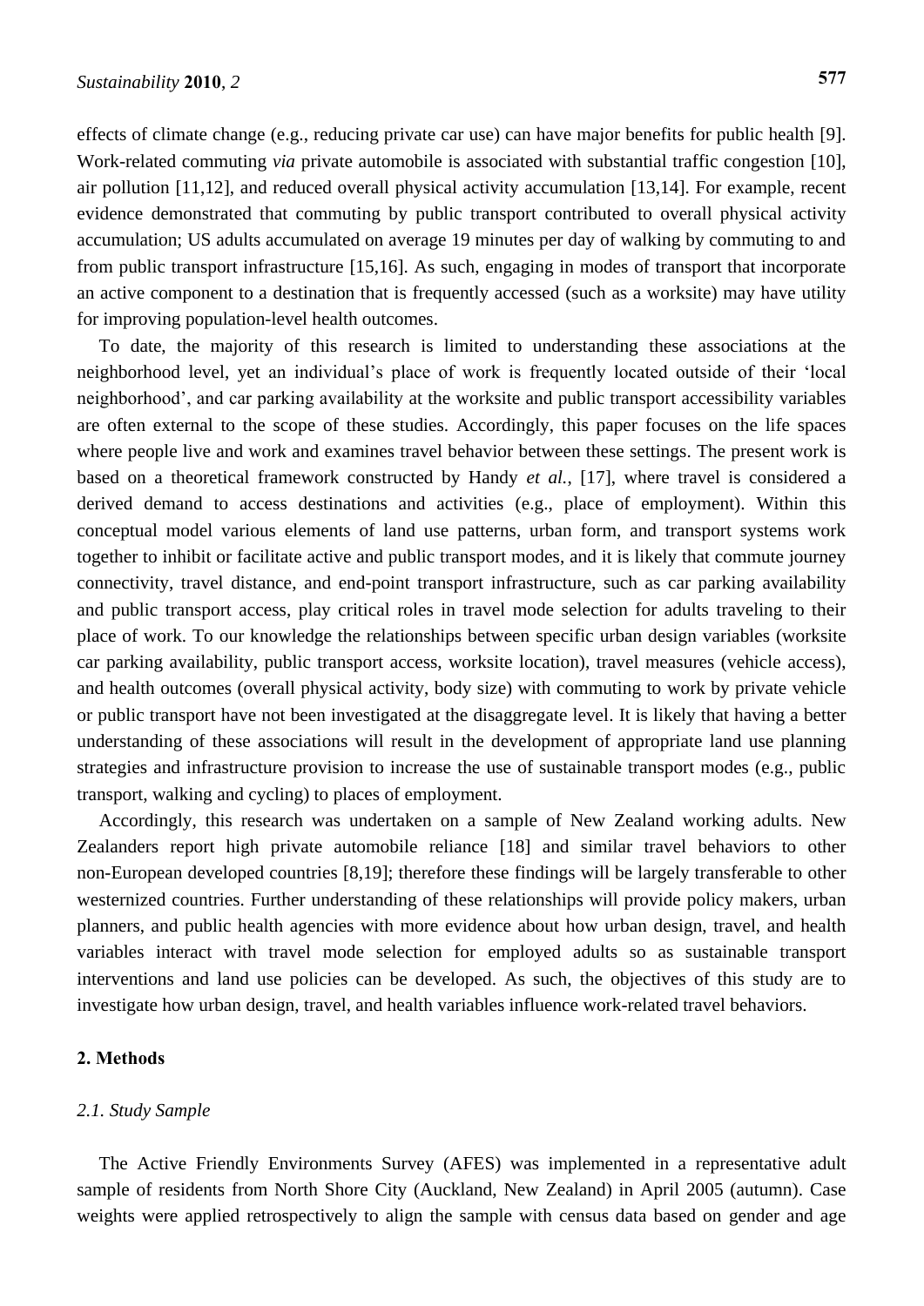effects of climate change (e.g., reducing private car use) can have major benefits for public health [9]. Work-related commuting *via* private automobile is associated with substantial traffic congestion [10], air pollution [11,12], and reduced overall physical activity accumulation [13,14]. For example, recent evidence demonstrated that commuting by public transport contributed to overall physical activity accumulation; US adults accumulated on average 19 minutes per day of walking by commuting to and from public transport infrastructure [15,16]. As such, engaging in modes of transport that incorporate an active component to a destination that is frequently accessed (such as a worksite) may have utility for improving population-level health outcomes.

To date, the majority of this research is limited to understanding these associations at the neighborhood level, yet an individual's place of work is frequently located outside of their 'local neighborhood', and car parking availability at the worksite and public transport accessibility variables are often external to the scope of these studies. Accordingly, this paper focuses on the life spaces where people live and work and examines travel behavior between these settings. The present work is based on a theoretical framework constructed by Handy *et al.*, [17], where travel is considered a derived demand to access destinations and activities (e.g., place of employment). Within this conceptual model various elements of land use patterns, urban form, and transport systems work together to inhibit or facilitate active and public transport modes, and it is likely that commute journey connectivity, travel distance, and end-point transport infrastructure, such as car parking availability and public transport access, play critical roles in travel mode selection for adults traveling to their place of work. To our knowledge the relationships between specific urban design variables (worksite car parking availability, public transport access, worksite location), travel measures (vehicle access), and health outcomes (overall physical activity, body size) with commuting to work by private vehicle or public transport have not been investigated at the disaggregate level. It is likely that having a better understanding of these associations will result in the development of appropriate land use planning strategies and infrastructure provision to increase the use of sustainable transport modes (e.g., public transport, walking and cycling) to places of employment.

Accordingly, this research was undertaken on a sample of New Zealand working adults. New Zealanders report high private automobile reliance [18] and similar travel behaviors to other non-European developed countries [8,19]; therefore these findings will be largely transferable to other westernized countries. Further understanding of these relationships will provide policy makers, urban planners, and public health agencies with more evidence about how urban design, travel, and health variables interact with travel mode selection for employed adults so as sustainable transport interventions and land use policies can be developed. As such, the objectives of this study are to investigate how urban design, travel, and health variables influence work-related travel behaviors.

## 2. Methods

### *2.1. Study Sample*

The Active Friendly Environments Survey (AFES) was implemented in a representative adult sample of residents from North Shore City (Auckland, New Zealand) in April 2005 (autumn). Case weights were applied retrospectively to align the sample with census data based on gender and age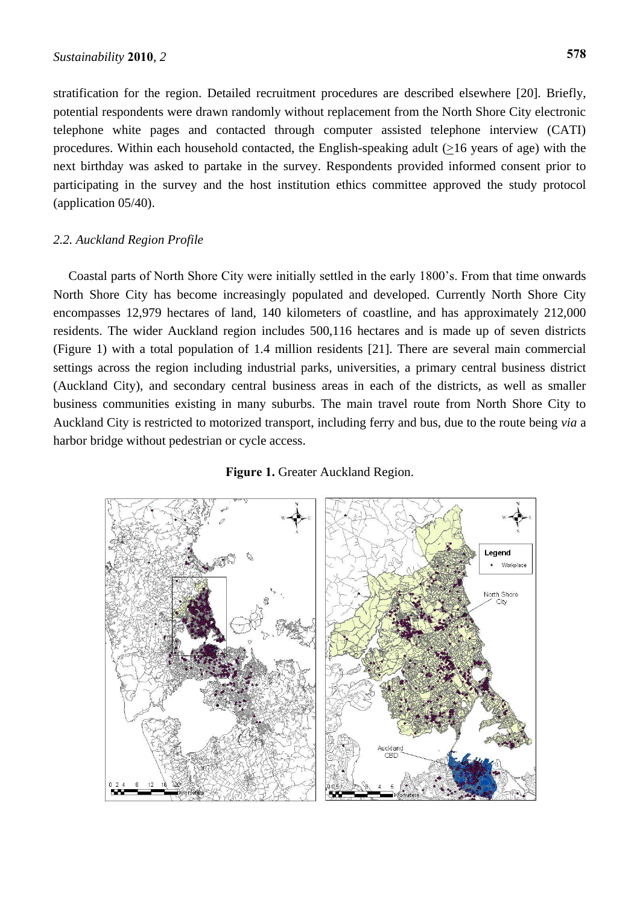stratification for the region. Detailed recruitment procedures are described elsewhere [20]. Briefly, potential respondents were drawn randomly without replacement from the North Shore City electronic telephone white pages and contacted through computer assisted telephone interview (CATI) procedures. Within each household contacted, the English-speaking adult (≥16 years of age) with the next birthday was asked to partake in the survey. Respondents provided informed consent prior to participating in the survey and the host institution ethics committee approved the study protocol (application 05/40).

### *2.2. Auckland Region Profile*

Coastal parts of North Shore City were initially settled in the early 1800's. From that time onwards North Shore City has become increasingly populated and developed. Currently North Shore City encompasses 12,979 hectares of land, 140 kilometers of coastline, and has approximately 212,000 residents. The wider Auckland region includes 500,116 hectares and is made up of seven districts (Figure 1) with a total population of 1.4 million residents [21]. There are several main commercial settings across the region including industrial parks, universities, a primary central business district (Auckland City), and secondary central business areas in each of the districts, as well as smaller business communities existing in many suburbs. The main travel route from North Shore City to Auckland City is restricted to motorized transport, including ferry and bus, due to the route being *via* a harbor bridge without pedestrian or cycle access.

**Figure 1.** Greater Auckland Region.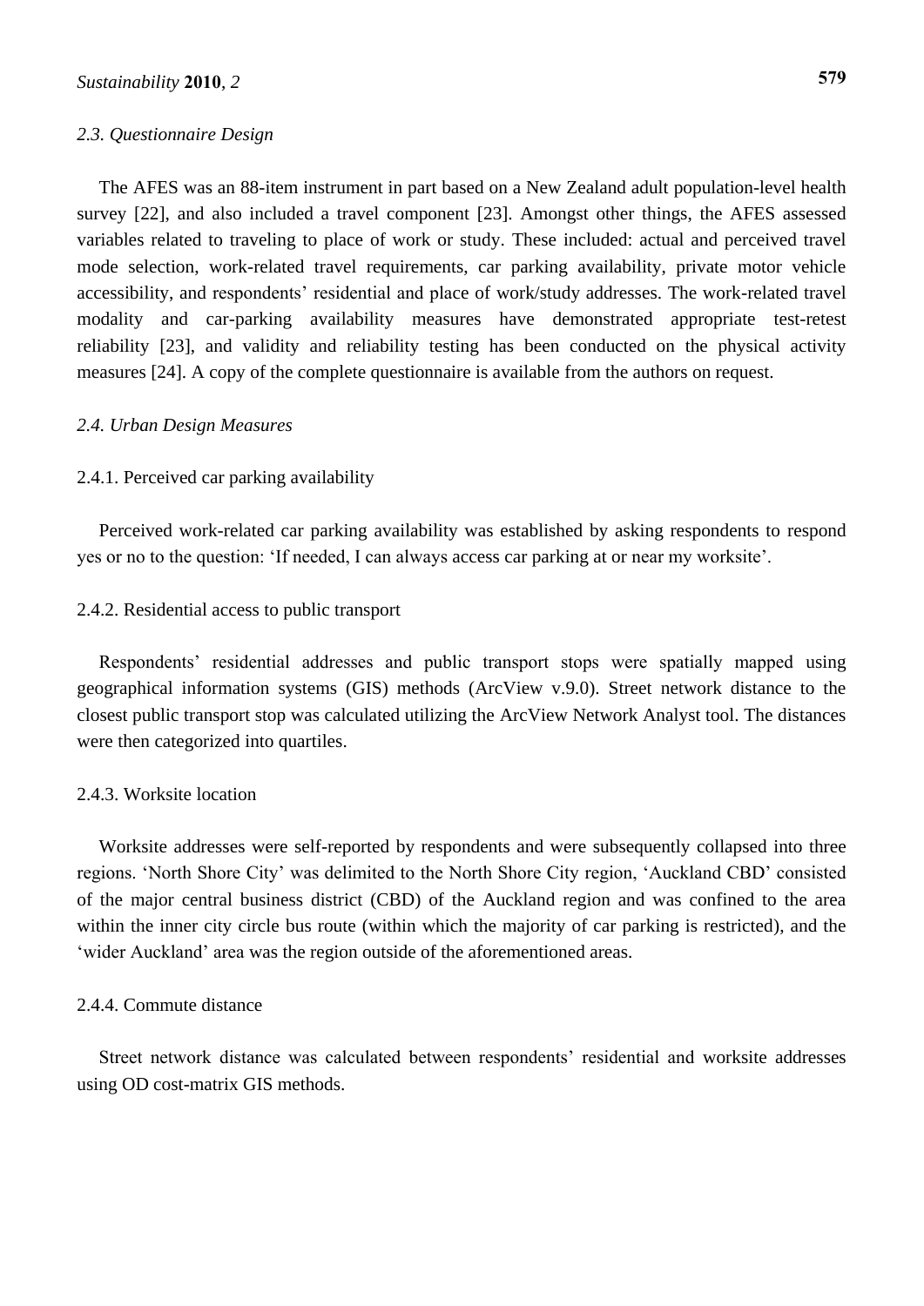### *2.3. Questionnaire Design*

The AFES was an 88-item instrument in part based on a New Zealand adult population-level health survey [22], and also included a travel component [23]. Amongst other things, the AFES assessed variables related to traveling to place of work or study. These included: actual and perceived travel mode selection, work-related travel requirements, car parking availability, private motor vehicle accessibility, and respondents' residential and place of work/study addresses. The work-related travel modality and car-parking availability measures have demonstrated appropriate test-retest reliability [23], and validity and reliability testing has been conducted on the physical activity measures [24]. A copy of the complete questionnaire is available from the authors on request.

### *2.4. Urban Design Measures*

#### 2.4.1. Perceived car parking availability

Perceived work-related car parking availability was established by asking respondents to respond yes or no to the question: 'If needed, I can always access car parking at or near my worksite'.

#### 2.4.2. Residential access to public transport

Respondents' residential addresses and public transport stops were spatially mapped using geographical information systems (GIS) methods (ArcView v.9.0). Street network distance to the closest public transport stop was calculated utilizing the ArcView Network Analyst tool. The distances were then categorized into quartiles.

#### 2.4.3. Worksite location

Worksite addresses were self-reported by respondents and were subsequently collapsed into three regions. 'North Shore City' was delimited to the North Shore City region, 'Auckland CBD' consisted of the major central business district (CBD) of the Auckland region and was confined to the area within the inner city circle bus route (within which the majority of car parking is restricted), and the 'wider Auckland' area was the region outside of the aforementioned areas.

#### 2.4.4. Commute distance

Street network distance was calculated between respondents' residential and worksite addresses using OD cost-matrix GIS methods.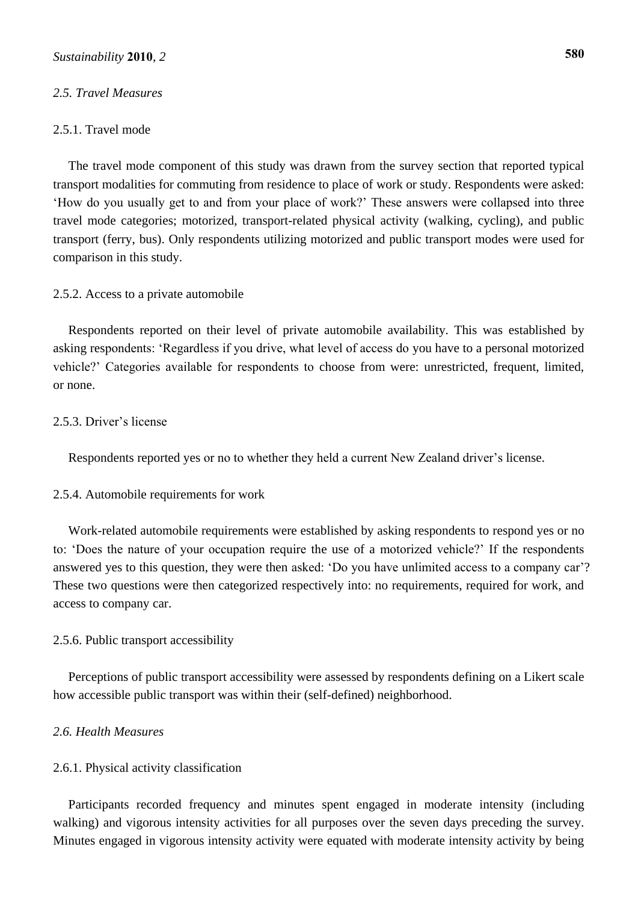### *2.5. Travel Measures*

#### 2.5.1. Travel mode

The travel mode component of this study was drawn from the survey section that reported typical transport modalities for commuting from residence to place of work or study. Respondents were asked: 'How do you usually get to and from your place of work?' These answers were collapsed into three travel mode categories; motorized, transport-related physical activity (walking, cycling), and public transport (ferry, bus). Only respondents utilizing motorized and public transport modes were used for comparison in this study.

#### 2.5.2. Access to a private automobile

Respondents reported on their level of private automobile availability. This was established by asking respondents: 'Regardless if you drive, what level of access do you have to a personal motorized vehicle?' Categories available for respondents to choose from were: unrestricted, frequent, limited, or none.

#### 2.5.3. Driver's license

Respondents reported yes or no to whether they held a current New Zealand driver's license.

#### 2.5.4. Automobile requirements for work

Work-related automobile requirements were established by asking respondents to respond yes or no to: 'Does the nature of your occupation require the use of a motorized vehicle?' If the respondents answered yes to this question, they were then asked: 'Do you have unlimited access to a company car'? These two questions were then categorized respectively into: no requirements, required for work, and access to company car.

#### 2.5.6. Public transport accessibility

Perceptions of public transport accessibility were assessed by respondents defining on a Likert scale how accessible public transport was within their (self-defined) neighborhood.

### *2.6. Health Measures*

#### 2.6.1. Physical activity classification

Participants recorded frequency and minutes spent engaged in moderate intensity (including walking) and vigorous intensity activities for all purposes over the seven days preceding the survey. Minutes engaged in vigorous intensity activity were equated with moderate intensity activity by being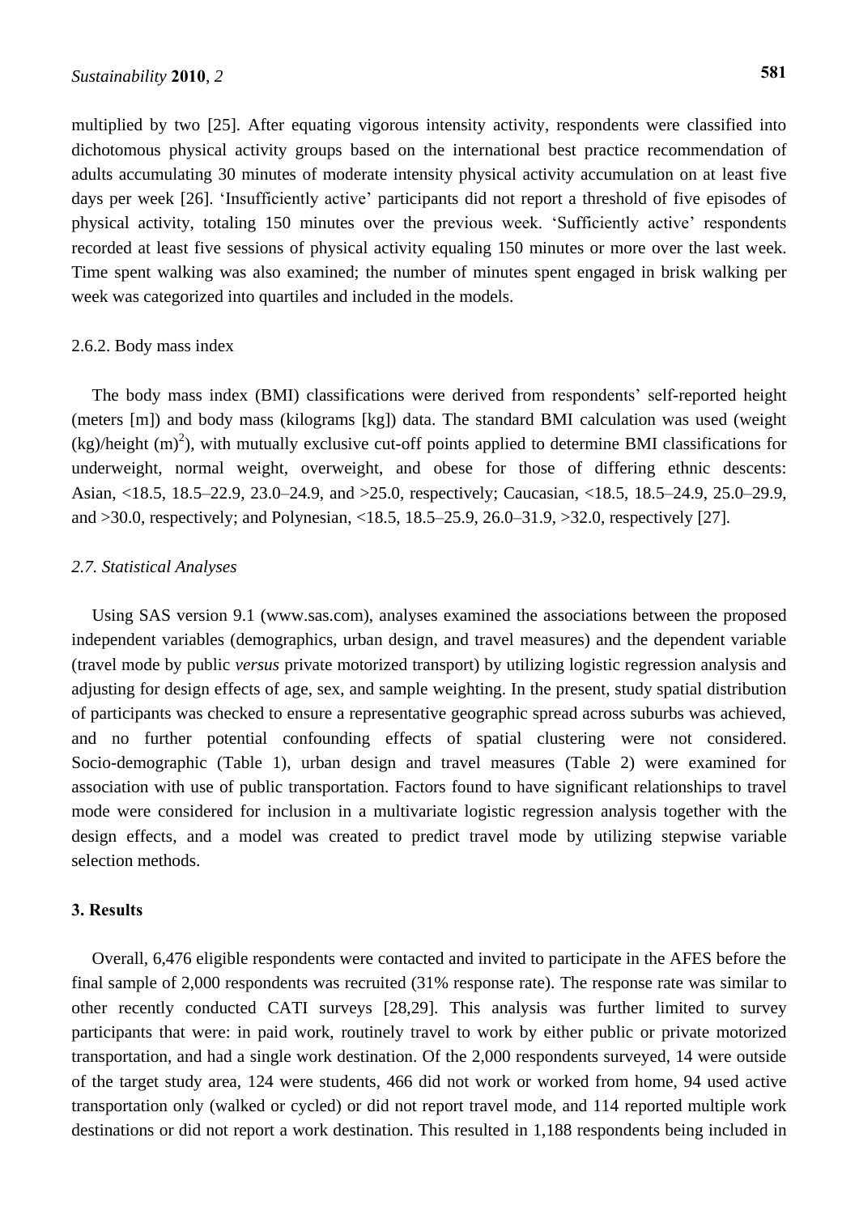multiplied by two [25]. After equating vigorous intensity activity, respondents were classified into dichotomous physical activity groups based on the international best practice recommendation of adults accumulating 30 minutes of moderate intensity physical activity accumulation on at least five days per week [26]. 'Insufficiently active' participants did not report a threshold of five episodes of physical activity, totaling 150 minutes over the previous week. 'Sufficiently active' respondents recorded at least five sessions of physical activity equaling 150 minutes or more over the last week. Time spent walking was also examined; the number of minutes spent engaged in brisk walking per week was categorized into quartiles and included in the models.

#### 2.6.2. Body mass index

The body mass index (BMI) classifications were derived from respondents' self-reported height (meters [m]) and body mass (kilograms [kg]) data. The standard BMI calculation was used (weight (kg)/height $(m)^2$), with mutually exclusive cut-off points applied to determine BMI classifications for underweight, normal weight, overweight, and obese for those of differing ethnic descents: Asian, <18.5, 18.5–22.9, 23.0–24.9, and >25.0, respectively; Caucasian, <18.5, 18.5–24.9, 25.0–29.9, and >30.0, respectively; and Polynesian, <18.5, 18.5–25.9, 26.0–31.9, >32.0, respectively [27].

### *2.7. Statistical Analyses*

Using SAS version 9.1 (www.sas.com), analyses examined the associations between the proposed independent variables (demographics, urban design, and travel measures) and the dependent variable (travel mode by public *versus* private motorized transport) by utilizing logistic regression analysis and adjusting for design effects of age, sex, and sample weighting. In the present, study spatial distribution of participants was checked to ensure a representative geographic spread across suburbs was achieved, and no further potential confounding effects of spatial clustering were not considered. Socio-demographic (Table 1), urban design and travel measures (Table 2) were examined for association with use of public transportation. Factors found to have significant relationships to travel mode were considered for inclusion in a multivariate logistic regression analysis together with the design effects, and a model was created to predict travel mode by utilizing stepwise variable selection methods.

## 3. Results

Overall, 6,476 eligible respondents were contacted and invited to participate in the AFES before the final sample of 2,000 respondents was recruited (31% response rate). The response rate was similar to other recently conducted CATI surveys [28,29]. This analysis was further limited to survey participants that were: in paid work, routinely travel to work by either public or private motorized transportation, and had a single work destination. Of the 2,000 respondents surveyed, 14 were outside of the target study area, 124 were students, 466 did not work or worked from home, 94 used active transportation only (walked or cycled) or did not report travel mode, and 114 reported multiple work destinations or did not report a work destination. This resulted in 1,188 respondents being included in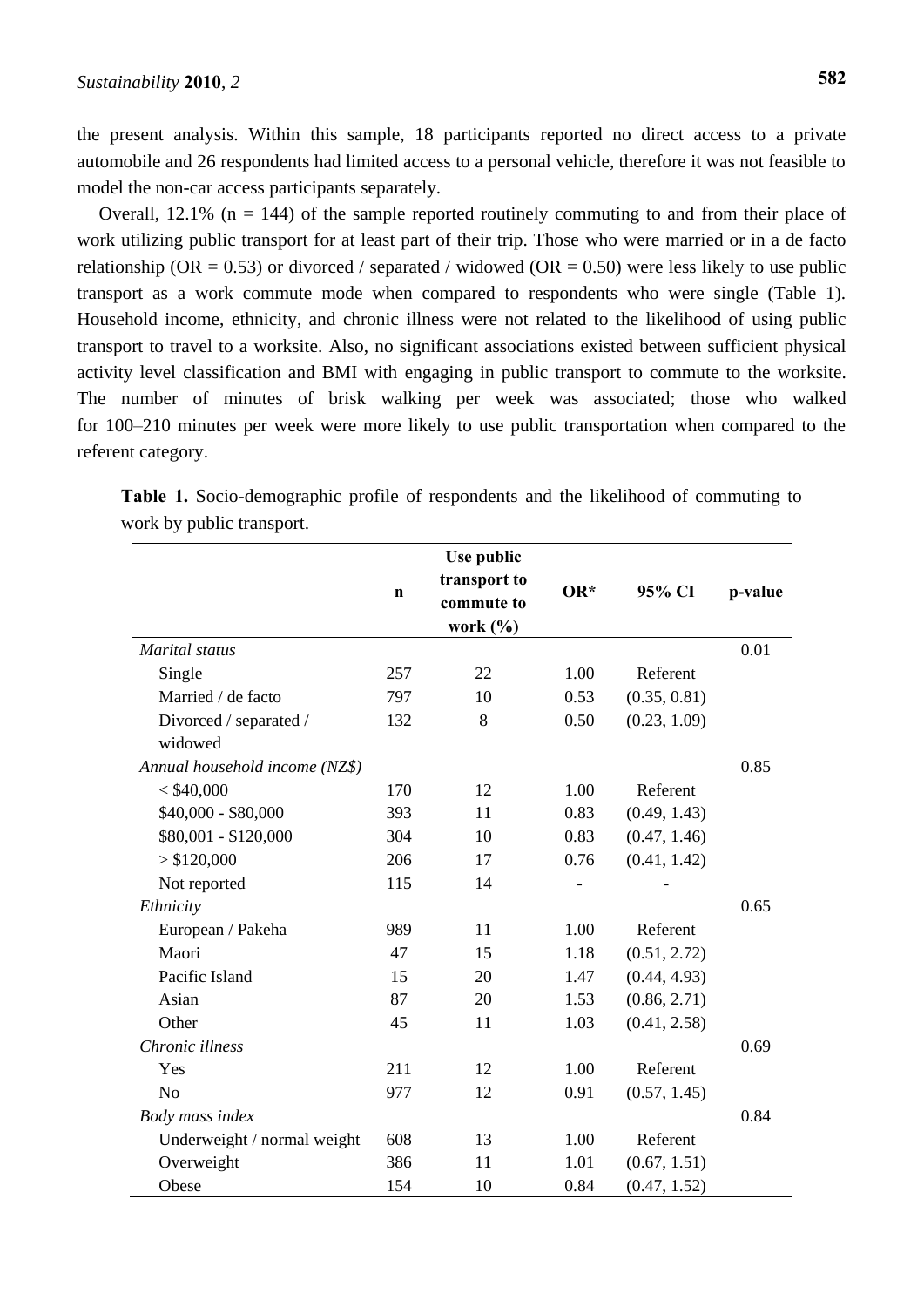the present analysis. Within this sample, 18 participants reported no direct access to a private automobile and 26 respondents had limited access to a personal vehicle, therefore it was not feasible to model the non-car access participants separately.

Overall, 12.1% (n = 144) of the sample reported routinely commuting to and from their place of work utilizing public transport for at least part of their trip. Those who were married or in a de facto relationship (OR = 0.53) or divorced / separated / widowed (OR = 0.50) were less likely to use public transport as a work commute mode when compared to respondents who were single (Table 1). Household income, ethnicity, and chronic illness were not related to the likelihood of using public transport to travel to a worksite. Also, no significant associations existed between sufficient physical activity level classification and BMI with engaging in public transport to commute to the worksite. The number of minutes of brisk walking per week was associated; those who walked for 100–210 minutes per week were more likely to use public transportation when compared to the referent category.

**Table 1.** Socio-demographic profile of respondents and the likelihood of commuting to work by public transport.

| | n | Use public transport to commute to work (%) | OR* | 95% CI | p-value |
|---|---|---|---|---|---|
| *Marital status* | | | | | 0.01 |
| Single | 257 | 22 | 1.00 | Referent | |
| Married / de facto | 797 | 10 | 0.53 | (0.35, 0.81) | |
| Divorced / separated / widowed | 132 | 8 | 0.50 | (0.23, 1.09) | |
| *Annual household income (NZ$)* | | | | | 0.85 |
| < $40,000 | 170 | 12 | 1.00 | Referent | |
| $40,000 - $80,000 | 393 | 11 | 0.83 | (0.49, 1.43) | |
| $80,001 - $120,000 | 304 | 10 | 0.83 | (0.47, 1.46) | |
| > $120,000 | 206 | 17 | 0.76 | (0.41, 1.42) | |
| Not reported | 115 | 14 | - | - | |
| *Ethnicity* | | | | | 0.65 |
| European / Pakeha | 989 | 11 | 1.00 | Referent | |
| Maori | 47 | 15 | 1.18 | (0.51, 2.72) | |
| Pacific Island | 15 | 20 | 1.47 | (0.44, 4.93) | |
| Asian | 87 | 20 | 1.53 | (0.86, 2.71) | |
| Other | 45 | 11 | 1.03 | (0.41, 2.58) | |
| *Chronic illness* | | | | | 0.69 |
| Yes | 211 | 12 | 1.00 | Referent | |
| No | 977 | 12 | 0.91 | (0.57, 1.45) | |
| *Body mass index* | | | | | 0.84 |
| Underweight / normal weight | 608 | 13 | 1.00 | Referent | |
| Overweight | 386 | 11 | 1.01 | (0.67, 1.51) | |
| Obese | 154 | 10 | 0.84 | (0.47, 1.52) | |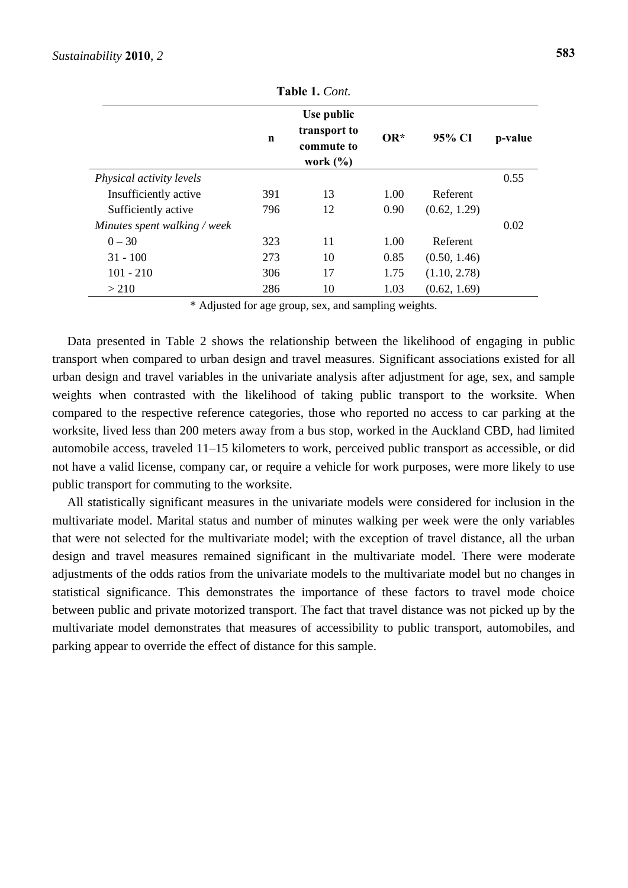**Table 1.** *Cont.*

| | n | Use public transport to commute to work (%) | OR* | 95% CI | p-value |
|---|---|---|---|---|---|
| *Physical activity levels* | | | | | 0.55 |
| Insufficiently active | 391 | 13 | 1.00 | Referent | |
| Sufficiently active | 796 | 12 | 0.90 | (0.62, 1.29) | |
| *Minutes spent walking / week* | | | | | 0.02 |
| 0 – 30 | 323 | 11 | 1.00 | Referent | |
| 31 - 100 | 273 | 10 | 0.85 | (0.50, 1.46) | |
| 101 - 210 | 306 | 17 | 1.75 | (1.10, 2.78) | |
| > 210 | 286 | 10 | 1.03 | (0.62, 1.69) | |

* Adjusted for age group, sex, and sampling weights.

Data presented in Table 2 shows the relationship between the likelihood of engaging in public transport when compared to urban design and travel measures. Significant associations existed for all urban design and travel variables in the univariate analysis after adjustment for age, sex, and sample weights when contrasted with the likelihood of taking public transport to the worksite. When compared to the respective reference categories, those who reported no access to car parking at the worksite, lived less than 200 meters away from a bus stop, worked in the Auckland CBD, had limited automobile access, traveled 11–15 kilometers to work, perceived public transport as accessible, or did not have a valid license, company car, or require a vehicle for work purposes, were more likely to use public transport for commuting to the worksite.

All statistically significant measures in the univariate models were considered for inclusion in the multivariate model. Marital status and number of minutes walking per week were the only variables that were not selected for the multivariate model; with the exception of travel distance, all the urban design and travel measures remained significant in the multivariate model. There were moderate adjustments of the odds ratios from the univariate models to the multivariate model but no changes in statistical significance. This demonstrates the importance of these factors to travel mode choice between public and private motorized transport. The fact that travel distance was not picked up by the multivariate model demonstrates that measures of accessibility to public transport, automobiles, and parking appear to override the effect of distance for this sample.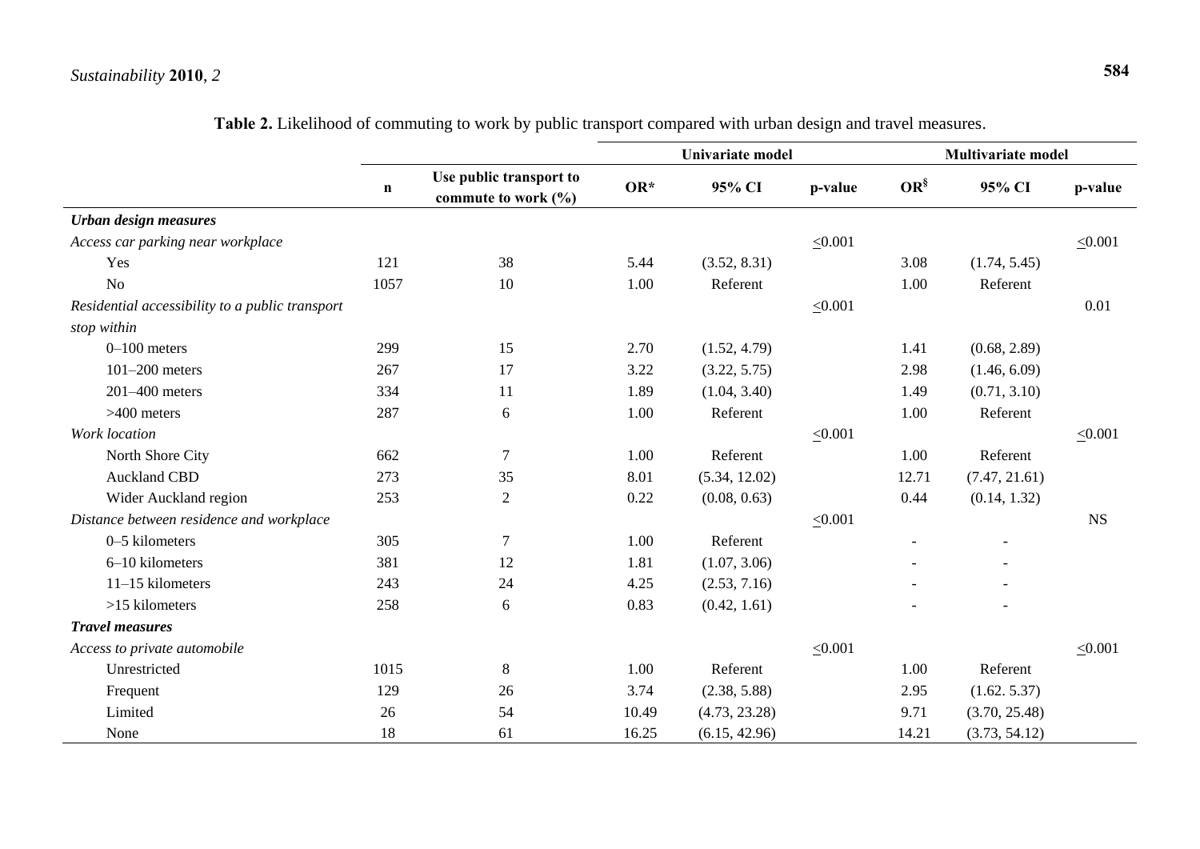**Table 2.** Likelihood of commuting to work by public transport compared with urban design and travel measures.

| | | | Univariate model | | | Multivariate model | | |
|---|---|---|---|---|---|---|---|---|
| | n | Use public transport to commute to work (%) | OR* | 95% CI | p-value | OR[§] | 95% CI | p-value |
| ***Urban design measures*** | | | | | | | | |
| *Access car parking near workplace* | | | | | ≤0.001 | | | ≤0.001 |
| Yes | 121 | 38 | 5.44 | (3.52, 8.31) | | 3.08 | (1.74, 5.45) | |
| No | 1057 | 10 | 1.00 | Referent | | 1.00 | Referent | |
| *Residential accessibility to a public transport stop within* | | | | | ≤0.001 | | | 0.01 |
| 0–100 meters | 299 | 15 | 2.70 | (1.52, 4.79) | | 1.41 | (0.68, 2.89) | |
| 101–200 meters | 267 | 17 | 3.22 | (3.22, 5.75) | | 2.98 | (1.46, 6.09) | |
| 201–400 meters | 334 | 11 | 1.89 | (1.04, 3.40) | | 1.49 | (0.71, 3.10) | |
| >400 meters | 287 | 6 | 1.00 | Referent | | 1.00 | Referent | |
| *Work location* | | | | | ≤0.001 | | | ≤0.001 |
| North Shore City | 662 | 7 | 1.00 | Referent | | 1.00 | Referent | |
| Auckland CBD | 273 | 35 | 8.01 | (5.34, 12.02) | | 12.71 | (7.47, 21.61) | |
| Wider Auckland region | 253 | 2 | 0.22 | (0.08, 0.63) | | 0.44 | (0.14, 1.32) | |
| *Distance between residence and workplace* | | | | | ≤0.001 | | | NS |
| 0–5 kilometers | 305 | 7 | 1.00 | Referent | | - | - | |
| 6–10 kilometers | 381 | 12 | 1.81 | (1.07, 3.06) | | - | - | |
| 11–15 kilometers | 243 | 24 | 4.25 | (2.53, 7.16) | | - | - | |
| >15 kilometers | 258 | 6 | 0.83 | (0.42, 1.61) | | - | - | |
| ***Travel measures*** | | | | | | | | |
| *Access to private automobile* | | | | | ≤0.001 | | | ≤0.001 |
| Unrestricted | 1015 | 8 | 1.00 | Referent | | 1.00 | Referent | |
| Frequent | 129 | 26 | 3.74 | (2.38, 5.88) | | 2.95 | (1.62. 5.37) | |
| Limited | 26 | 54 | 10.49 | (4.73, 23.28) | | 9.71 | (3.70, 25.48) | |
| None | 18 | 61 | 16.25 | (6.15, 42.96) | | 14.21 | (3.73, 54.12) | |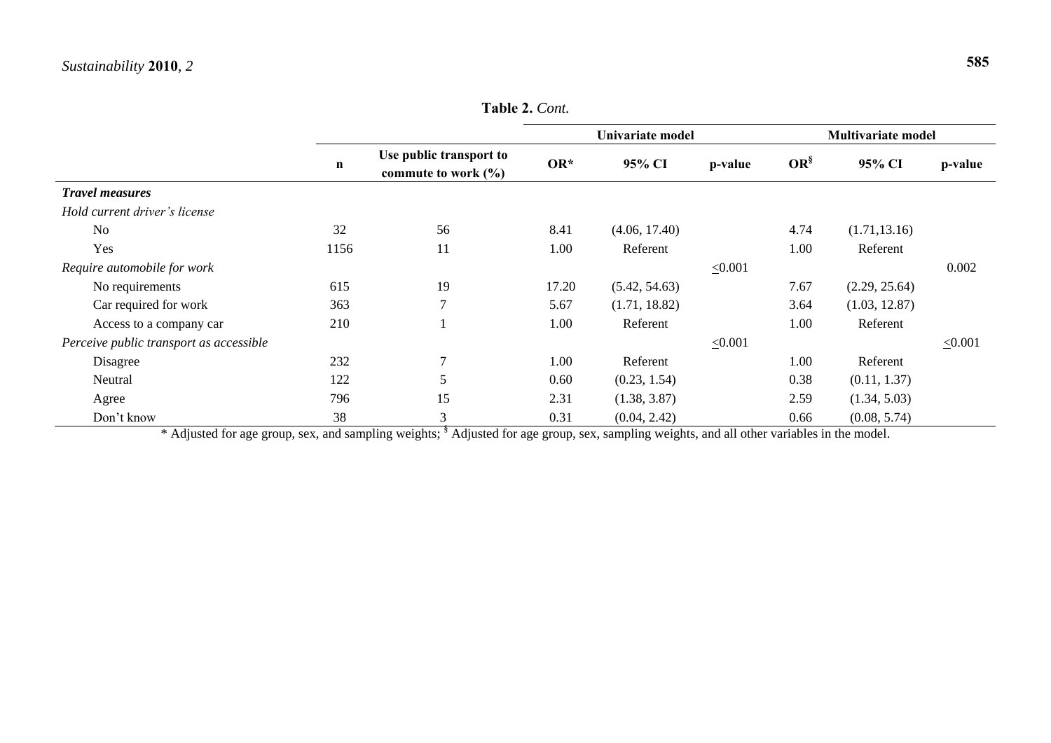**Table 2.** *Cont.*

| | n | Use public transport to commute to work (%) | Univariate model | | | Multivariate model | | |
|---|---|---|---|---|---|---|---|---|
| | | | OR* | 95% CI | p-value | OR[§] | 95% CI | p-value |
| ***Travel measures*** | | | | | | | | |
| *Hold current driver's license* | | | | | | | | |
| No | 32 | 56 | 8.41 | (4.06, 17.40) | | 4.74 | (1.71,13.16) | |
| Yes | 1156 | 11 | 1.00 | Referent | | 1.00 | Referent | |
| *Require automobile for work* | | | | | ≤0.001 | | | 0.002 |
| No requirements | 615 | 19 | 17.20 | (5.42, 54.63) | | 7.67 | (2.29, 25.64) | |
| Car required for work | 363 | 7 | 5.67 | (1.71, 18.82) | | 3.64 | (1.03, 12.87) | |
| Access to a company car | 210 | 1 | 1.00 | Referent | | 1.00 | Referent | |
| *Perceive public transport as accessible* | | | | | ≤0.001 | | | ≤0.001 |
| Disagree | 232 | 7 | 1.00 | Referent | | 1.00 | Referent | |
| Neutral | 122 | 5 | 0.60 | (0.23, 1.54) | | 0.38 | (0.11, 1.37) | |
| Agree | 796 | 15 | 2.31 | (1.38, 3.87) | | 2.59 | (1.34, 5.03) | |
| Don't know | 38 | 3 | 0.31 | (0.04, 2.42) | | 0.66 | (0.08, 5.74) | |

\* Adjusted for age group, sex, and sampling weights; [§] Adjusted for age group, sex, sampling weights, and all other variables in the model.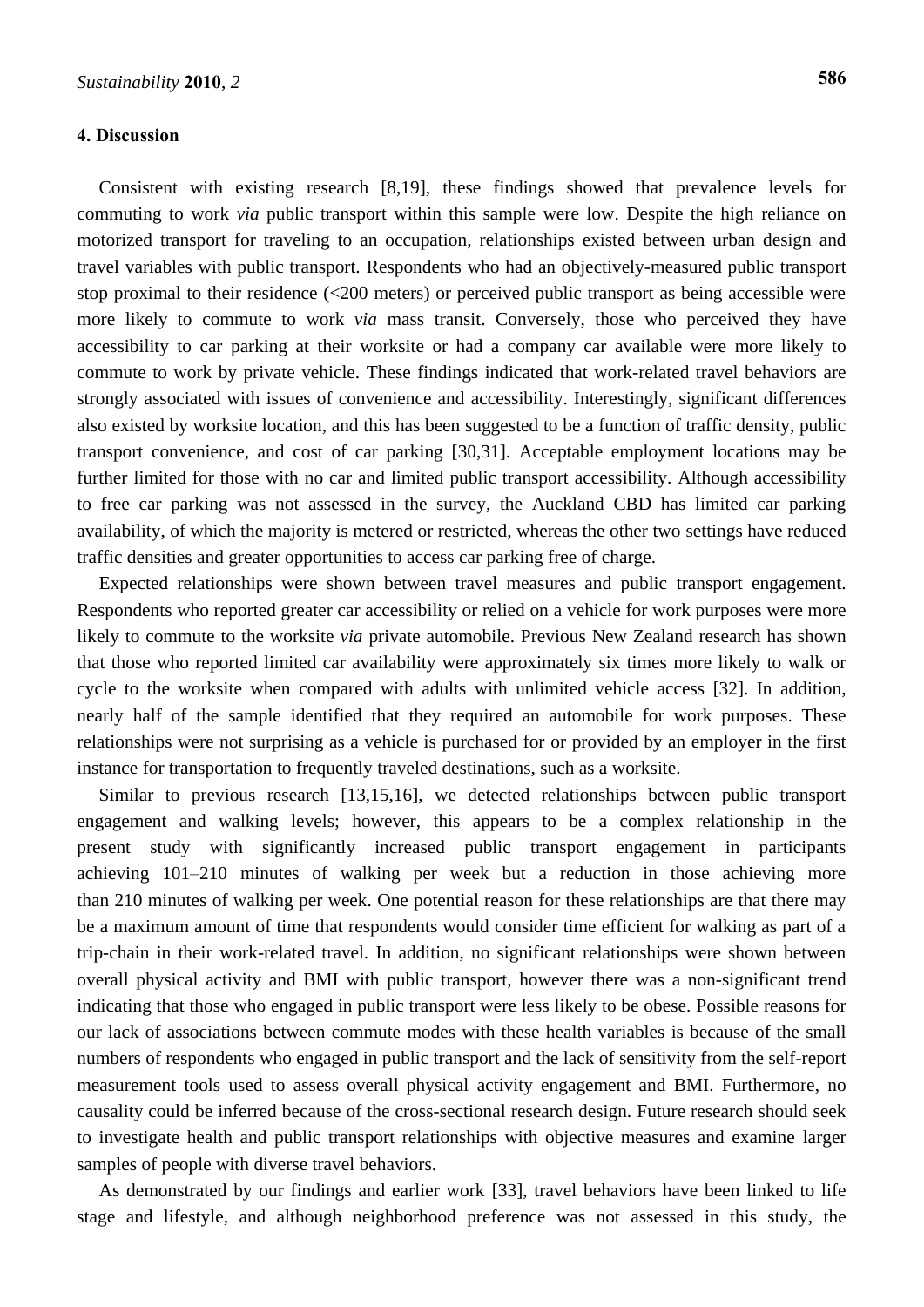## 4. Discussion

Consistent with existing research [8,19], these findings showed that prevalence levels for commuting to work *via* public transport within this sample were low. Despite the high reliance on motorized transport for traveling to an occupation, relationships existed between urban design and travel variables with public transport. Respondents who had an objectively-measured public transport stop proximal to their residence (<200 meters) or perceived public transport as being accessible were more likely to commute to work *via* mass transit. Conversely, those who perceived they have accessibility to car parking at their worksite or had a company car available were more likely to commute to work by private vehicle. These findings indicated that work-related travel behaviors are strongly associated with issues of convenience and accessibility. Interestingly, significant differences also existed by worksite location, and this has been suggested to be a function of traffic density, public transport convenience, and cost of car parking [30,31]. Acceptable employment locations may be further limited for those with no car and limited public transport accessibility. Although accessibility to free car parking was not assessed in the survey, the Auckland CBD has limited car parking availability, of which the majority is metered or restricted, whereas the other two settings have reduced traffic densities and greater opportunities to access car parking free of charge.

Expected relationships were shown between travel measures and public transport engagement. Respondents who reported greater car accessibility or relied on a vehicle for work purposes were more likely to commute to the worksite *via* private automobile. Previous New Zealand research has shown that those who reported limited car availability were approximately six times more likely to walk or cycle to the worksite when compared with adults with unlimited vehicle access [32]. In addition, nearly half of the sample identified that they required an automobile for work purposes. These relationships were not surprising as a vehicle is purchased for or provided by an employer in the first instance for transportation to frequently traveled destinations, such as a worksite.

Similar to previous research [13,15,16], we detected relationships between public transport engagement and walking levels; however, this appears to be a complex relationship in the present study with significantly increased public transport engagement in participants achieving 101–210 minutes of walking per week but a reduction in those achieving more than 210 minutes of walking per week. One potential reason for these relationships are that there may be a maximum amount of time that respondents would consider time efficient for walking as part of a trip-chain in their work-related travel. In addition, no significant relationships were shown between overall physical activity and BMI with public transport, however there was a non-significant trend indicating that those who engaged in public transport were less likely to be obese. Possible reasons for our lack of associations between commute modes with these health variables is because of the small numbers of respondents who engaged in public transport and the lack of sensitivity from the self-report measurement tools used to assess overall physical activity engagement and BMI. Furthermore, no causality could be inferred because of the cross-sectional research design. Future research should seek to investigate health and public transport relationships with objective measures and examine larger samples of people with diverse travel behaviors.

As demonstrated by our findings and earlier work [33], travel behaviors have been linked to life stage and lifestyle, and although neighborhood preference was not assessed in this study, the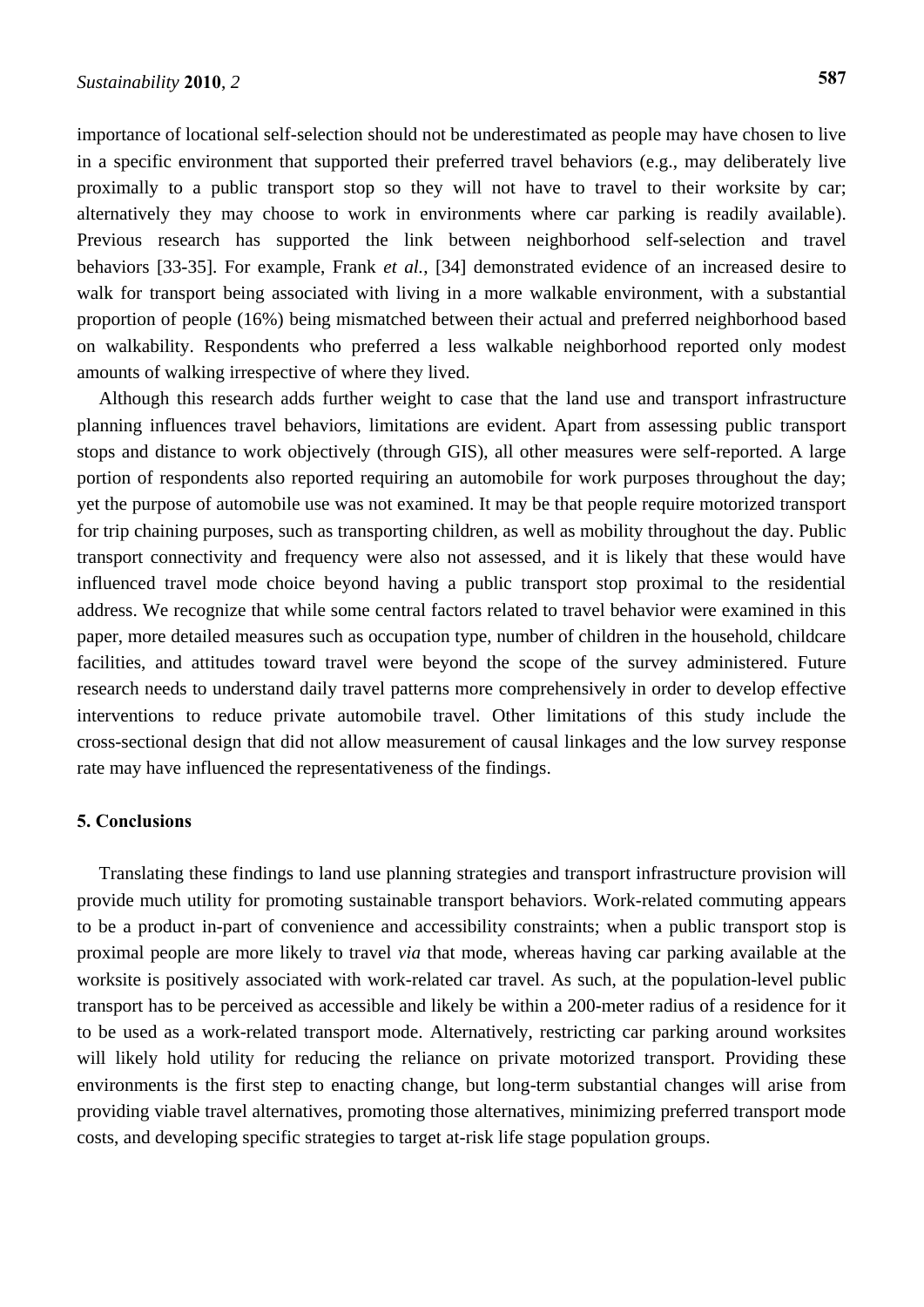importance of locational self-selection should not be underestimated as people may have chosen to live in a specific environment that supported their preferred travel behaviors (e.g., may deliberately live proximally to a public transport stop so they will not have to travel to their worksite by car; alternatively they may choose to work in environments where car parking is readily available). Previous research has supported the link between neighborhood self-selection and travel behaviors [33-35]. For example, Frank *et al.*, [34] demonstrated evidence of an increased desire to walk for transport being associated with living in a more walkable environment, with a substantial proportion of people (16%) being mismatched between their actual and preferred neighborhood based on walkability. Respondents who preferred a less walkable neighborhood reported only modest amounts of walking irrespective of where they lived.

Although this research adds further weight to case that the land use and transport infrastructure planning influences travel behaviors, limitations are evident. Apart from assessing public transport stops and distance to work objectively (through GIS), all other measures were self-reported. A large portion of respondents also reported requiring an automobile for work purposes throughout the day; yet the purpose of automobile use was not examined. It may be that people require motorized transport for trip chaining purposes, such as transporting children, as well as mobility throughout the day. Public transport connectivity and frequency were also not assessed, and it is likely that these would have influenced travel mode choice beyond having a public transport stop proximal to the residential address. We recognize that while some central factors related to travel behavior were examined in this paper, more detailed measures such as occupation type, number of children in the household, childcare facilities, and attitudes toward travel were beyond the scope of the survey administered. Future research needs to understand daily travel patterns more comprehensively in order to develop effective interventions to reduce private automobile travel. Other limitations of this study include the cross-sectional design that did not allow measurement of causal linkages and the low survey response rate may have influenced the representativeness of the findings.

## 5. Conclusions

Translating these findings to land use planning strategies and transport infrastructure provision will provide much utility for promoting sustainable transport behaviors. Work-related commuting appears to be a product in-part of convenience and accessibility constraints; when a public transport stop is proximal people are more likely to travel *via* that mode, whereas having car parking available at the worksite is positively associated with work-related car travel. As such, at the population-level public transport has to be perceived as accessible and likely be within a 200-meter radius of a residence for it to be used as a work-related transport mode. Alternatively, restricting car parking around worksites will likely hold utility for reducing the reliance on private motorized transport. Providing these environments is the first step to enacting change, but long-term substantial changes will arise from providing viable travel alternatives, promoting those alternatives, minimizing preferred transport mode costs, and developing specific strategies to target at-risk life stage population groups.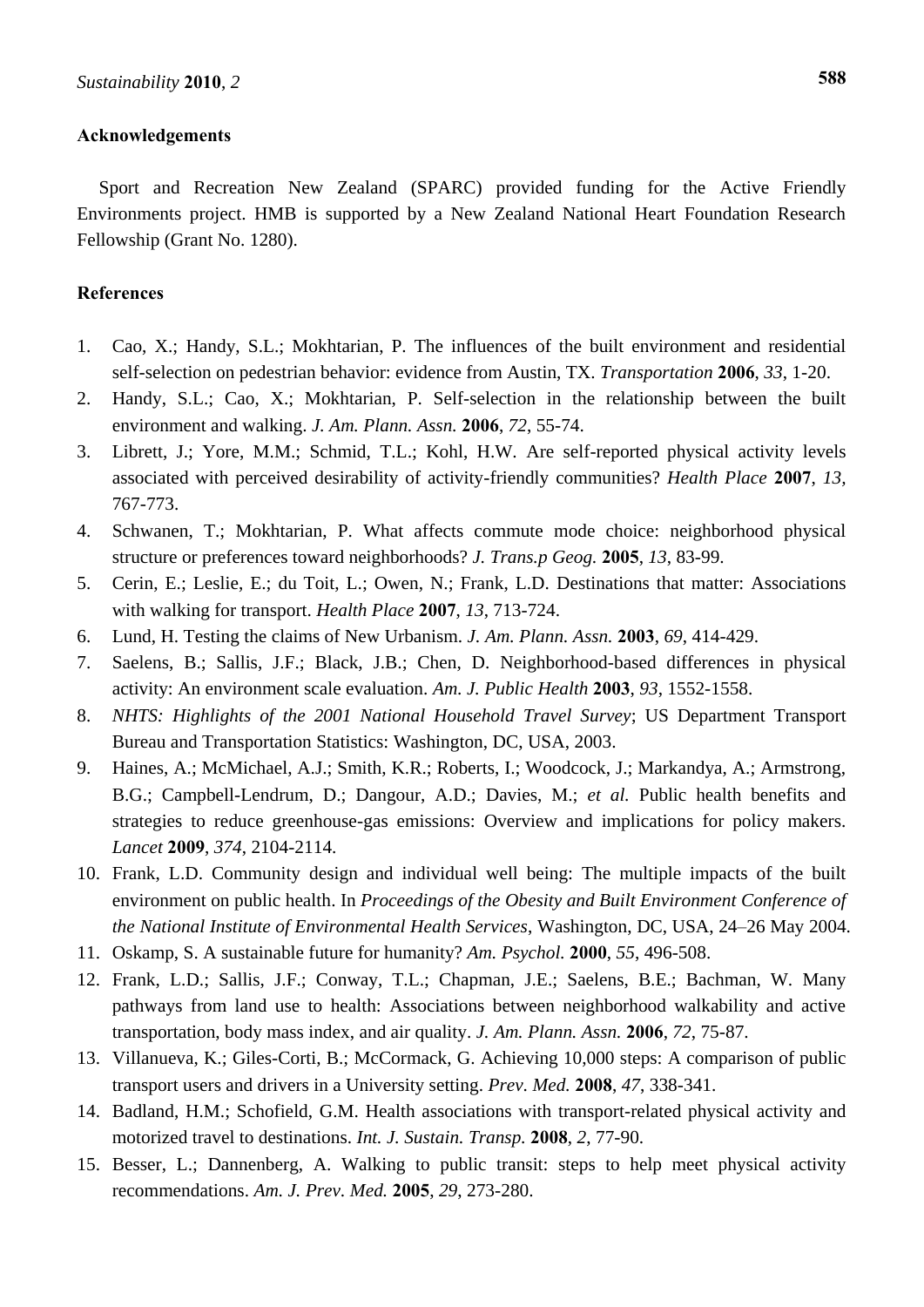## Acknowledgements

Sport and Recreation New Zealand (SPARC) provided funding for the Active Friendly Environments project. HMB is supported by a New Zealand National Heart Foundation Research Fellowship (Grant No. 1280).

## References

1. Cao, X.; Handy, S.L.; Mokhtarian, P. The influences of the built environment and residential self-selection on pedestrian behavior: evidence from Austin, TX. *Transportation* **2006**, *33*, 1-20.
2. Handy, S.L.; Cao, X.; Mokhtarian, P. Self-selection in the relationship between the built environment and walking. *J. Am. Plann. Assn.* **2006**, *72*, 55-74.
3. Librett, J.; Yore, M.M.; Schmid, T.L.; Kohl, H.W. Are self-reported physical activity levels associated with perceived desirability of activity-friendly communities? *Health Place* **2007**, *13*, 767-773.
4. Schwanen, T.; Mokhtarian, P. What affects commute mode choice: neighborhood physical structure or preferences toward neighborhoods? *J. Trans.p Geog.* **2005**, *13*, 83-99.
5. Cerin, E.; Leslie, E.; du Toit, L.; Owen, N.; Frank, L.D. Destinations that matter: Associations with walking for transport. *Health Place* **2007**, *13*, 713-724.
6. Lund, H. Testing the claims of New Urbanism. *J. Am. Plann. Assn.* **2003**, *69*, 414-429.
7. Saelens, B.; Sallis, J.F.; Black, J.B.; Chen, D. Neighborhood-based differences in physical activity: An environment scale evaluation. *Am. J. Public Health* **2003**, *93*, 1552-1558.
8. *NHTS: Highlights of the 2001 National Household Travel Survey*; US Department Transport Bureau and Transportation Statistics: Washington, DC, USA, 2003.
9. Haines, A.; McMichael, A.J.; Smith, K.R.; Roberts, I.; Woodcock, J.; Markandya, A.; Armstrong, B.G.; Campbell-Lendrum, D.; Dangour, A.D.; Davies, M.; *et al.* Public health benefits and strategies to reduce greenhouse-gas emissions: Overview and implications for policy makers. *Lancet* **2009**, *374*, 2104-2114.
10. Frank, L.D. Community design and individual well being: The multiple impacts of the built environment on public health. In *Proceedings of the Obesity and Built Environment Conference of the National Institute of Environmental Health Services*, Washington, DC, USA, 24–26 May 2004.
11. Oskamp, S. A sustainable future for humanity? *Am. Psychol.* **2000**, *55*, 496-508.
12. Frank, L.D.; Sallis, J.F.; Conway, T.L.; Chapman, J.E.; Saelens, B.E.; Bachman, W. Many pathways from land use to health: Associations between neighborhood walkability and active transportation, body mass index, and air quality. *J. Am. Plann. Assn.* **2006**, *72*, 75-87.
13. Villanueva, K.; Giles-Corti, B.; McCormack, G. Achieving 10,000 steps: A comparison of public transport users and drivers in a University setting. *Prev. Med.* **2008**, *47*, 338-341.
14. Badland, H.M.; Schofield, G.M. Health associations with transport-related physical activity and motorized travel to destinations. *Int. J. Sustain. Transp.* **2008**, *2*, 77-90.
15. Besser, L.; Dannenberg, A. Walking to public transit: steps to help meet physical activity recommendations. *Am. J. Prev. Med.* **2005**, *29*, 273-280.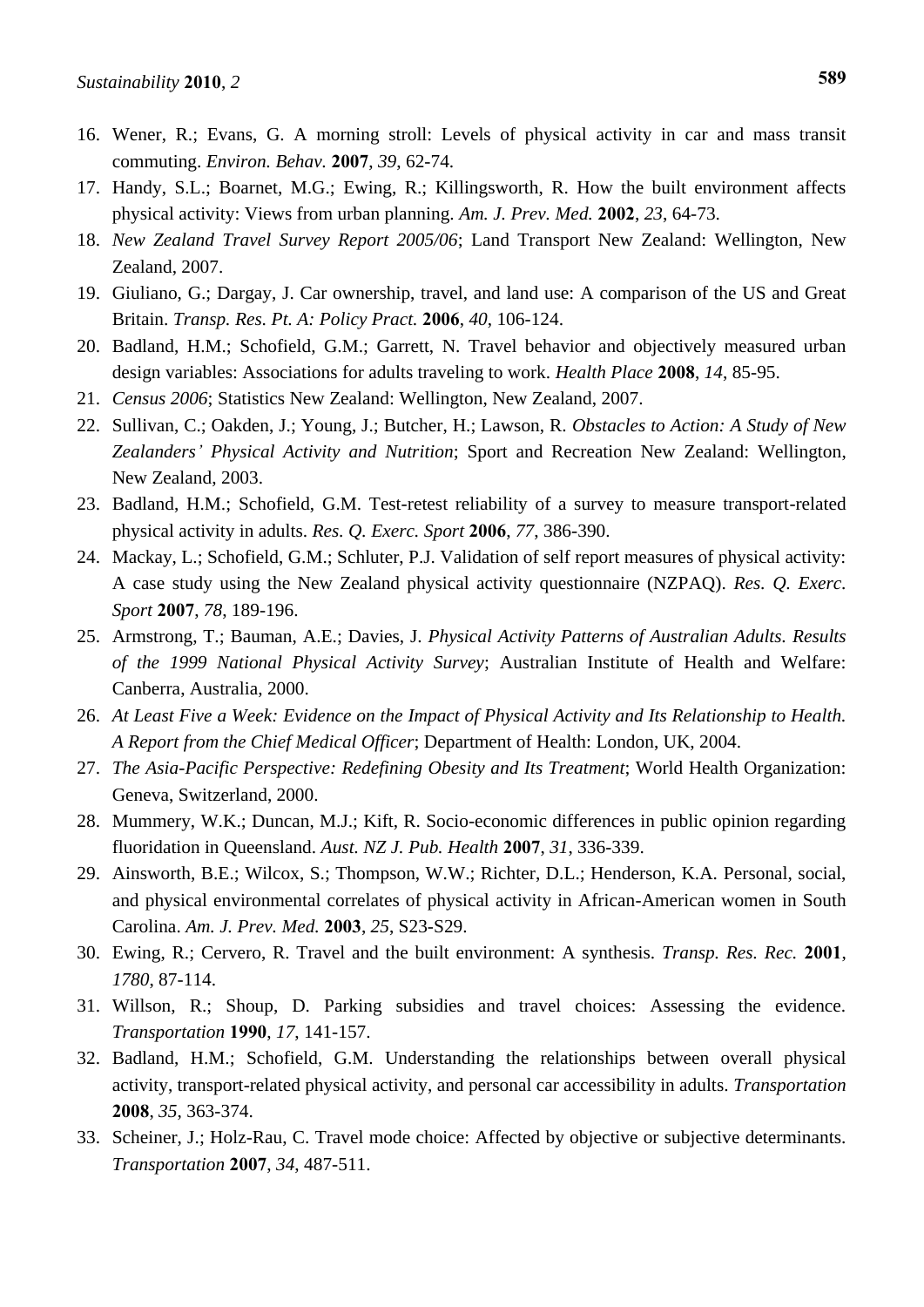16. Wener, R.; Evans, G. A morning stroll: Levels of physical activity in car and mass transit commuting. *Environ. Behav.* **2007**, *39*, 62-74.
17. Handy, S.L.; Boarnet, M.G.; Ewing, R.; Killingsworth, R. How the built environment affects physical activity: Views from urban planning. *Am. J. Prev. Med.* **2002**, *23*, 64-73.
18. *New Zealand Travel Survey Report 2005/06*; Land Transport New Zealand: Wellington, New Zealand, 2007.
19. Giuliano, G.; Dargay, J. Car ownership, travel, and land use: A comparison of the US and Great Britain. *Transp. Res. Pt. A: Policy Pract.* **2006**, *40*, 106-124.
20. Badland, H.M.; Schofield, G.M.; Garrett, N. Travel behavior and objectively measured urban design variables: Associations for adults traveling to work. *Health Place* **2008**, *14*, 85-95.
21. *Census 2006*; Statistics New Zealand: Wellington, New Zealand, 2007.
22. Sullivan, C.; Oakden, J.; Young, J.; Butcher, H.; Lawson, R. *Obstacles to Action: A Study of New Zealanders' Physical Activity and Nutrition*; Sport and Recreation New Zealand: Wellington, New Zealand, 2003.
23. Badland, H.M.; Schofield, G.M. Test-retest reliability of a survey to measure transport-related physical activity in adults. *Res. Q. Exerc. Sport* **2006**, *77*, 386-390.
24. Mackay, L.; Schofield, G.M.; Schluter, P.J. Validation of self report measures of physical activity: A case study using the New Zealand physical activity questionnaire (NZPAQ). *Res. Q. Exerc. Sport* **2007**, *78*, 189-196.
25. Armstrong, T.; Bauman, A.E.; Davies, J. *Physical Activity Patterns of Australian Adults. Results of the 1999 National Physical Activity Survey*; Australian Institute of Health and Welfare: Canberra, Australia, 2000.
26. *At Least Five a Week: Evidence on the Impact of Physical Activity and Its Relationship to Health. A Report from the Chief Medical Officer*; Department of Health: London, UK, 2004.
27. *The Asia-Pacific Perspective: Redefining Obesity and Its Treatment*; World Health Organization: Geneva, Switzerland, 2000.
28. Mummery, W.K.; Duncan, M.J.; Kift, R. Socio-economic differences in public opinion regarding fluoridation in Queensland. *Aust. NZ J. Pub. Health* **2007**, *31*, 336-339.
29. Ainsworth, B.E.; Wilcox, S.; Thompson, W.W.; Richter, D.L.; Henderson, K.A. Personal, social, and physical environmental correlates of physical activity in African-American women in South Carolina. *Am. J. Prev. Med.* **2003**, *25*, S23-S29.
30. Ewing, R.; Cervero, R. Travel and the built environment: A synthesis. *Transp. Res. Rec.* **2001**, *1780*, 87-114.
31. Willson, R.; Shoup, D. Parking subsidies and travel choices: Assessing the evidence. *Transportation* **1990**, *17*, 141-157.
32. Badland, H.M.; Schofield, G.M. Understanding the relationships between overall physical activity, transport-related physical activity, and personal car accessibility in adults. *Transportation* **2008**, *35*, 363-374.
33. Scheiner, J.; Holz-Rau, C. Travel mode choice: Affected by objective or subjective determinants. *Transportation* **2007**, *34*, 487-511.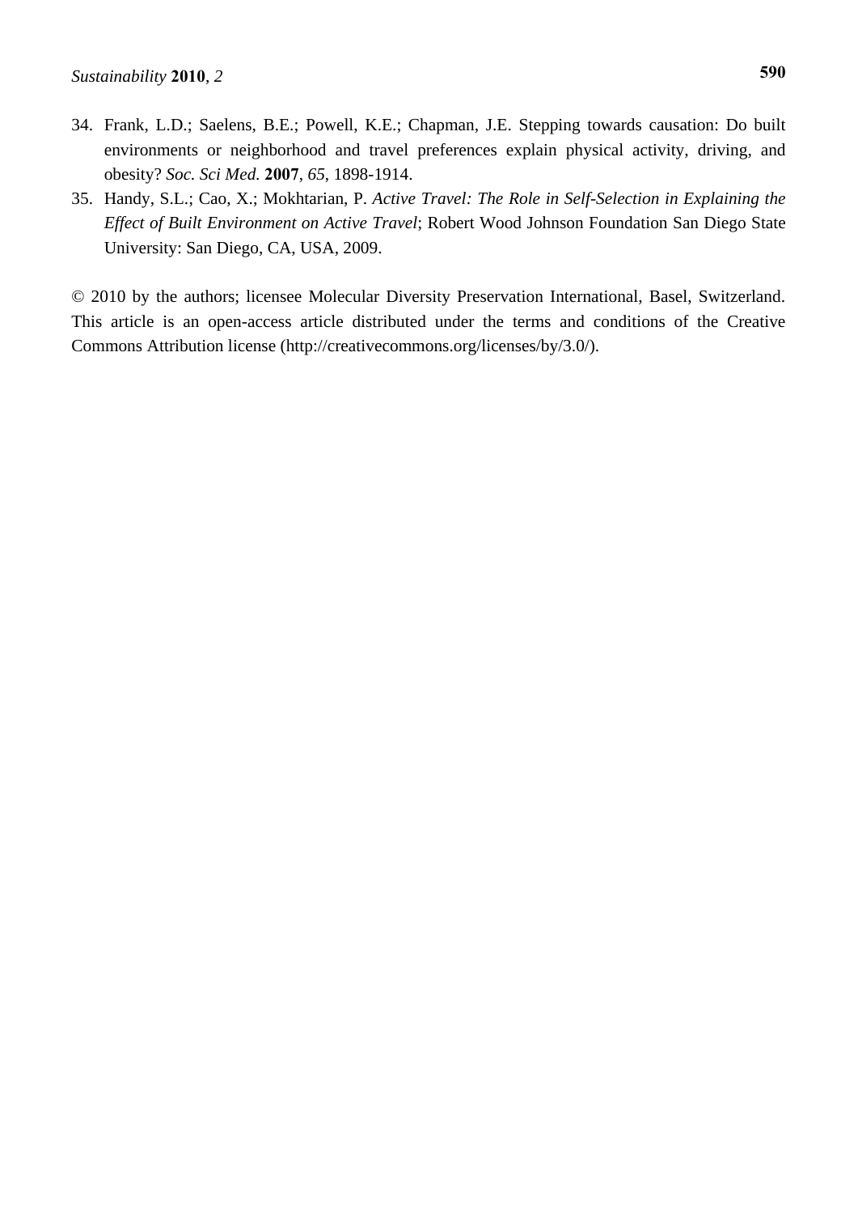34. Frank, L.D.; Saelens, B.E.; Powell, K.E.; Chapman, J.E. Stepping towards causation: Do built environments or neighborhood and travel preferences explain physical activity, driving, and obesity? *Soc. Sci Med.* **2007**, *65*, 1898-1914.
35. Handy, S.L.; Cao, X.; Mokhtarian, P. *Active Travel: The Role in Self-Selection in Explaining the Effect of Built Environment on Active Travel*; Robert Wood Johnson Foundation San Diego State University: San Diego, CA, USA, 2009.

© 2010 by the authors; licensee Molecular Diversity Preservation International, Basel, Switzerland. This article is an open-access article distributed under the terms and conditions of the Creative Commons Attribution license (http://creativecommons.org/licenses/by/3.0/).